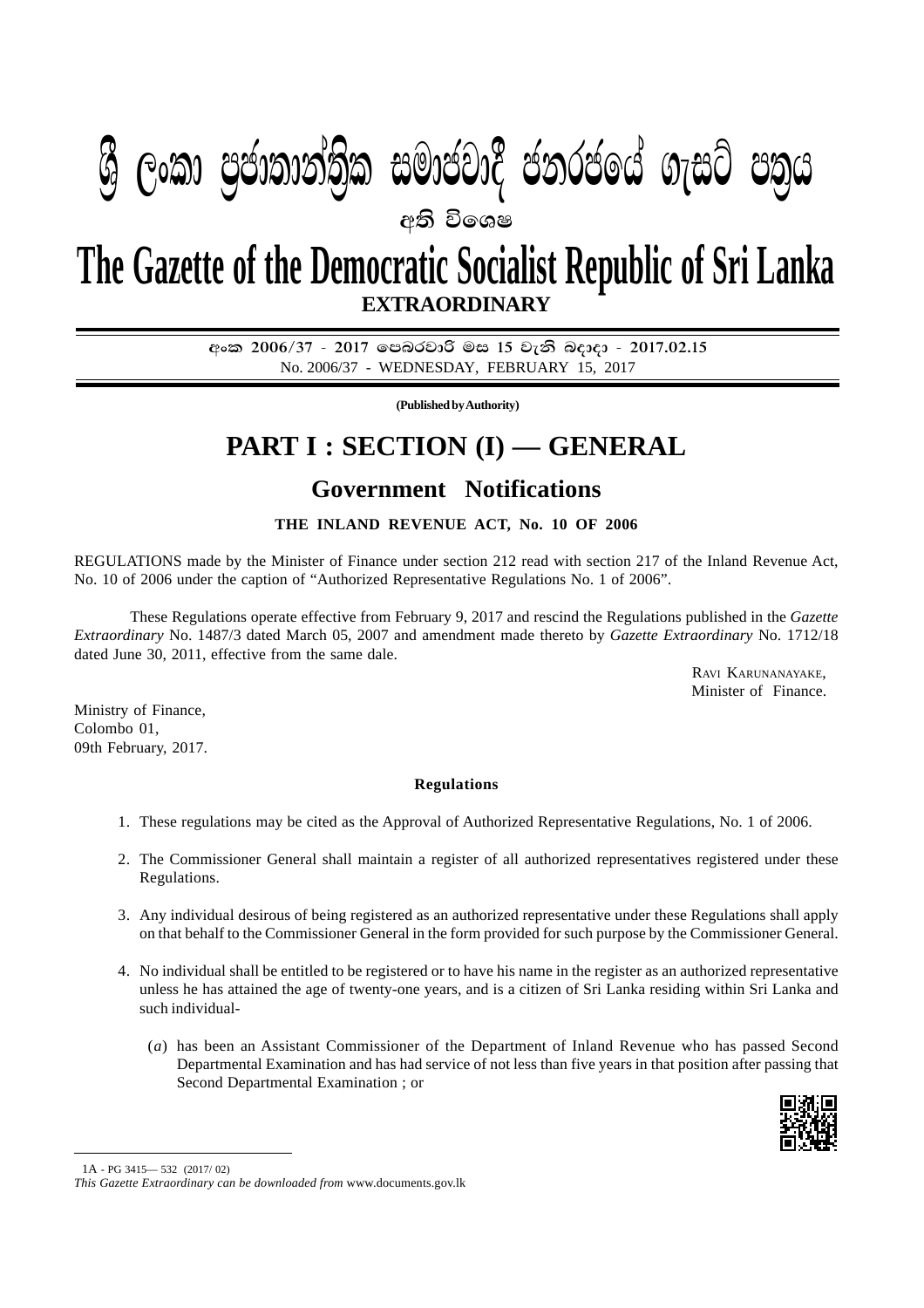# ශ්‍රී ලංකා ප්‍රජාතාන්ත්‍රික සමාජවාදී ජනරජයේ ගැසට් පත්‍රය

අති විශෙෂ

# The Gazette of the Democratic Socialist Republic of Sri Lanka

**EXTRAORDINARY**

අංක 2006/37 - 2017 පෙබරවාරි මස 15 වැනි බදාදා - 2017.02.15

No. 2006/37 - WEDNESDAY, FEBRUARY 15, 2017

**(Published by Authority)**

## PART I : SECTION (I) — GENERAL

## Government Notifications

**THE INLAND REVENUE ACT, No. 10 OF 2006**

REGULATIONS made by the Minister of Finance under section 212 read with section 217 of the Inland Revenue Act, No. 10 of 2006 under the caption of "Authorized Representative Regulations No. 1 of 2006".

These Regulations operate effective from February 9, 2017 and rescind the Regulations published in the *Gazette Extraordinary* No. 1487/3 dated March 05, 2007 and amendment made thereto by *Gazette Extraordinary* No. 1712/18 dated June 30, 2011, effective from the same dale.

RAVI KARUNANAYAKE,
Minister of Finance.

Ministry of Finance,
Colombo 01,
09th February, 2017.

**Regulations**

1. These regulations may be cited as the Approval of Authorized Representative Regulations, No. 1 of 2006.

2. The Commissioner General shall maintain a register of all authorized representatives registered under these Regulations.

3. Any individual desirous of being registered as an authorized representative under these Regulations shall apply on that behalf to the Commissioner General in the form provided for such purpose by the Commissioner General.

4. No individual shall be entitled to be registered or to have his name in the register as an authorized representative unless he has attained the age of twenty-one years, and is a citizen of Sri Lanka residing within Sri Lanka and such individual-

   (*a*) has been an Assistant Commissioner of the Department of Inland Revenue who has passed Second Departmental Examination and has had service of not less than five years in that position after passing that Second Departmental Examination ; or

1A - PG 3415— 532 (2017/ 02)

*This Gazette Extraordinary can be downloaded from* www.documents.gov.lk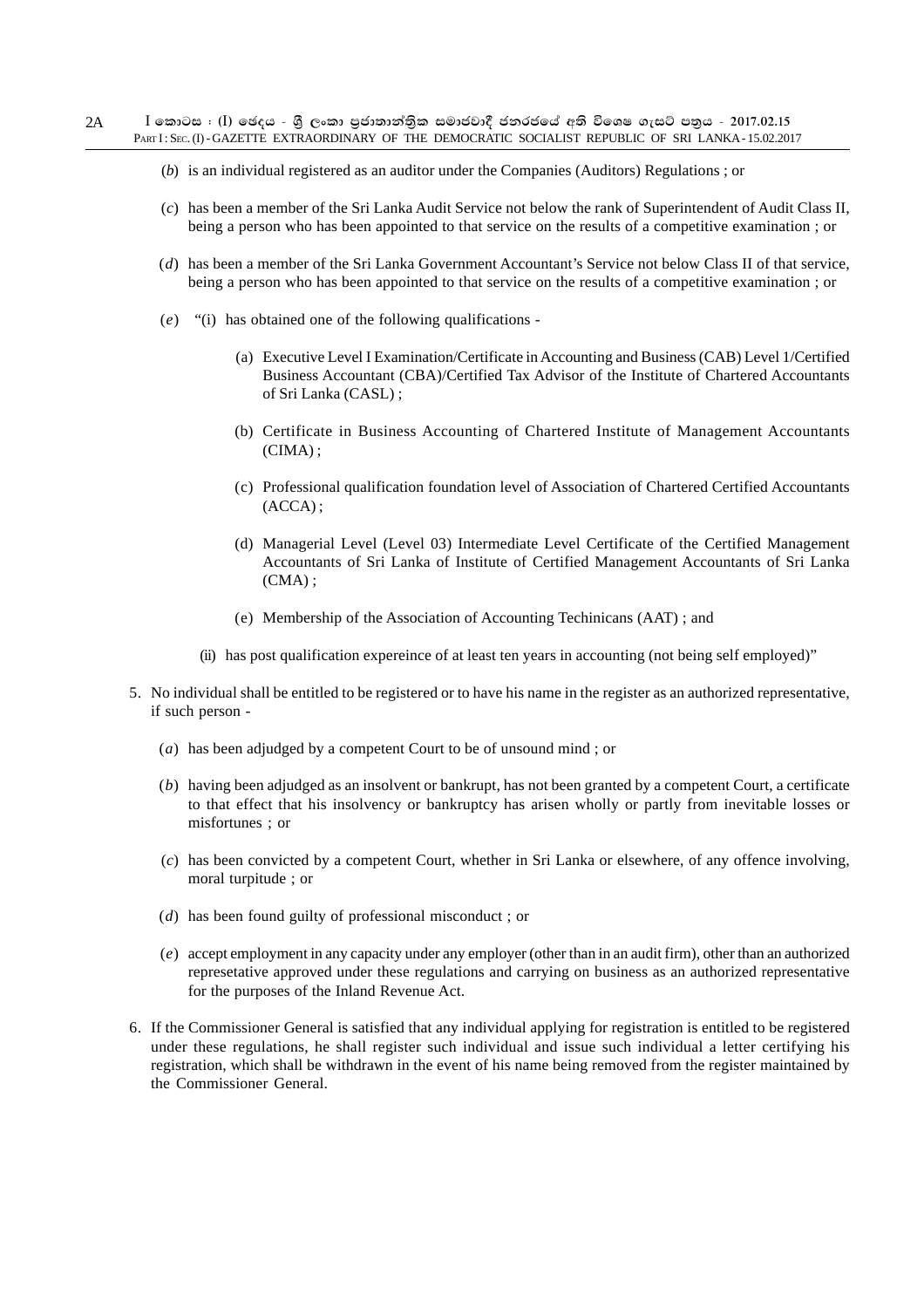(*b*) is an individual registered as an auditor under the Companies (Auditors) Regulations ; or

(*c*) has been a member of the Sri Lanka Audit Service not below the rank of Superintendent of Audit Class II, being a person who has been appointed to that service on the results of a competitive examination ; or

(*d*) has been a member of the Sri Lanka Government Accountant's Service not below Class II of that service, being a person who has been appointed to that service on the results of a competitive examination ; or

(*e*) "(i) has obtained one of the following qualifications -

(a) Executive Level I Examination/Certificate in Accounting and Business (CAB) Level 1/Certified Business Accountant (CBA)/Certified Tax Advisor of the Institute of Chartered Accountants of Sri Lanka (CASL) ;

(b) Certificate in Business Accounting of Chartered Institute of Management Accountants (CIMA) ;

(c) Professional qualification foundation level of Association of Chartered Certified Accountants (ACCA) ;

(d) Managerial Level (Level 03) Intermediate Level Certificate of the Certified Management Accountants of Sri Lanka of Institute of Certified Management Accountants of Sri Lanka (CMA) ;

(e) Membership of the Association of Accounting Techinicans (AAT) ; and

(ii) has post qualification expereince of at least ten years in accounting (not being self employed)"

5. No individual shall be entitled to be registered or to have his name in the register as an authorized representative, if such person -

(*a*) has been adjudged by a competent Court to be of unsound mind ; or

(*b*) having been adjudged as an insolvent or bankrupt, has not been granted by a competent Court, a certificate to that effect that his insolvency or bankruptcy has arisen wholly or partly from inevitable losses or misfortunes ; or

(*c*) has been convicted by a competent Court, whether in Sri Lanka or elsewhere, of any offence involving, moral turpitude ; or

(*d*) has been found guilty of professional misconduct ; or

(*e*) accept employment in any capacity under any employer (other than in an audit firm), other than an authorized represetative approved under these regulations and carrying on business as an authorized representative for the purposes of the Inland Revenue Act.

6. If the Commissioner General is satisfied that any individual applying for registration is entitled to be registered under these regulations, he shall register such individual and issue such individual a letter certifying his registration, which shall be withdrawn in the event of his name being removed from the register maintained by the Commissioner General.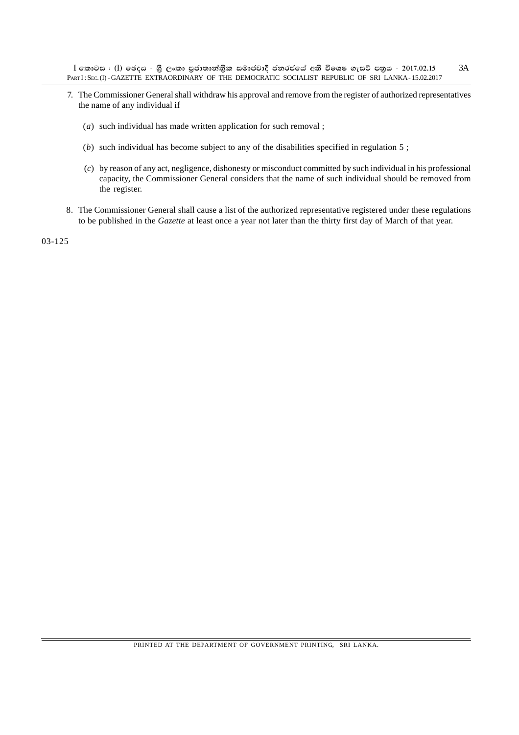7. The Commissioner General shall withdraw his approval and remove from the register of authorized representatives the name of any individual if

   (*a*) such individual has made written application for such removal ;

   (*b*) such individual has become subject to any of the disabilities specified in regulation 5 ;

   (*c*) by reason of any act, negligence, dishonesty or misconduct committed by such individual in his professional capacity, the Commissioner General considers that the name of such individual should be removed from the register.

8. The Commissioner General shall cause a list of the authorized representative registered under these regulations to be published in the *Gazette* at least once a year not later than the thirty first day of March of that year.

03-125

PRINTED AT THE DEPARTMENT OF GOVERNMENT PRINTING, SRI LANKA.